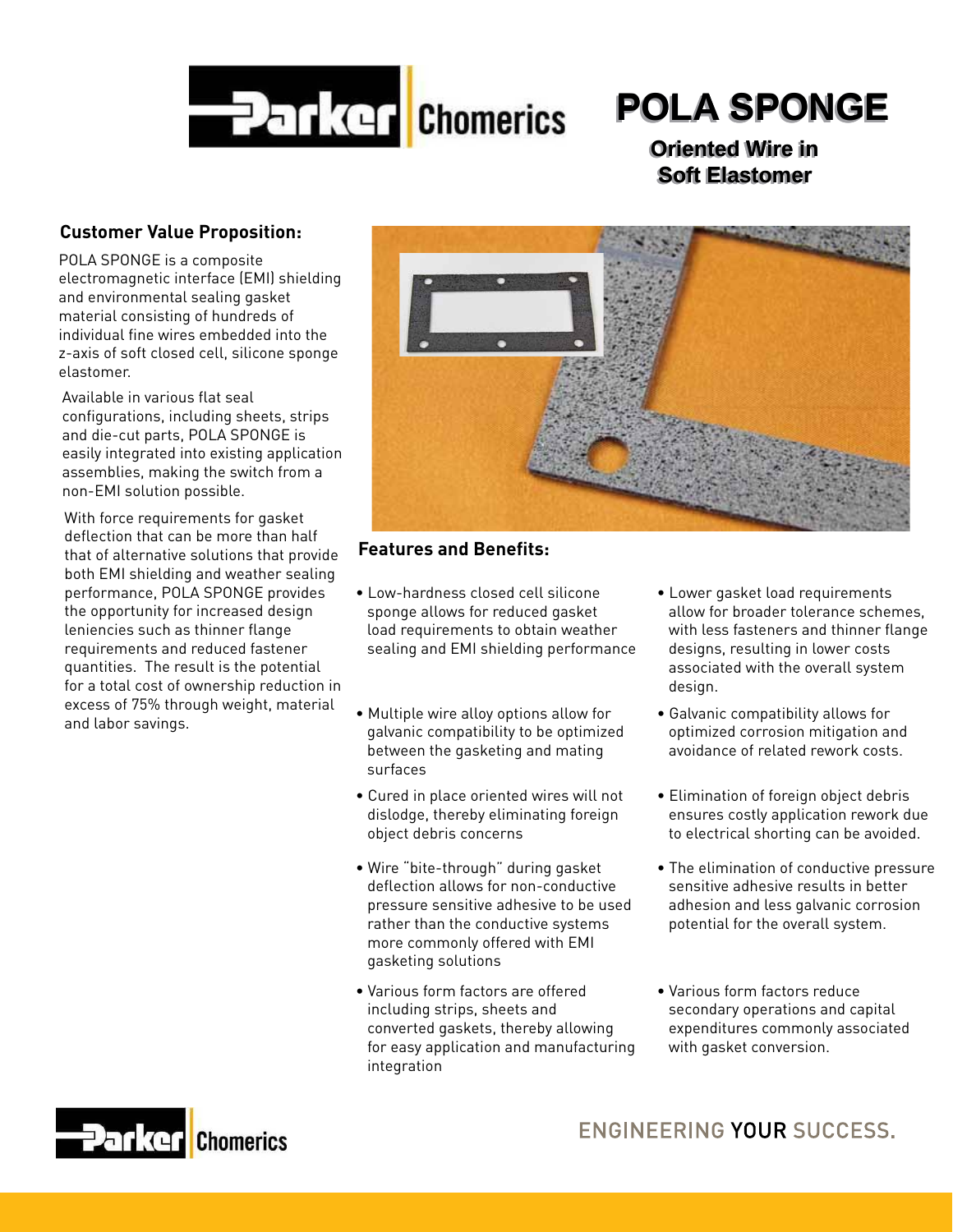# POLA SPONGE

## Oriented Wire in Soft Elastomer

### Customer Value Proposition:

POLA SPONGE is a composite electromagnetic interface (EMI) shielding and environmental sealing gasket material consisting of hundreds of individual fine wires embedded into the z-axis of soft closed cell, silicone sponge elastomer.

Available in various flat seal configurations, including sheets, strips and die-cut parts, POLA SPONGE is easily integrated into existing application assemblies, making the switch from a non-EMI solution possible.

With force requirements for gasket deflection that can be more than half that of alternative solutions that provide both EMI shielding and weather sealing performance, POLA SPONGE provides the opportunity for increased design leniencies such as thinner flange requirements and reduced fastener quantities. The result is the potential for a total cost of ownership reduction in excess of 75% through weight, material and labor savings.

### Features and Benefits:

- Low-hardness closed cell silicone sponge allows for reduced gasket load requirements to obtain weather sealing and EMI shielding performance
- Lower gasket load requirements allow for broader tolerance schemes, with less fasteners and thinner flange designs, resulting in lower costs associated with the overall system design.
- Multiple wire alloy options allow for galvanic compatibility to be optimized between the gasketing and mating surfaces
- Galvanic compatibility allows for optimized corrosion mitigation and avoidance of related rework costs.
- Cured in place oriented wires will not dislodge, thereby eliminating foreign object debris concerns
- Elimination of foreign object debris ensures costly application rework due to electrical shorting can be avoided.
- Wire "bite-through" during gasket deflection allows for non-conductive pressure sensitive adhesive to be used rather than the conductive systems more commonly offered with EMI gasketing solutions
- The elimination of conductive pressure sensitive adhesive results in better adhesion and less galvanic corrosion potential for the overall system.
- Various form factors are offered including strips, sheets and converted gaskets, thereby allowing for easy application and manufacturing integration
- Various form factors reduce secondary operations and capital expenditures commonly associated with gasket conversion.

ENGINEERING YOUR SUCCESS.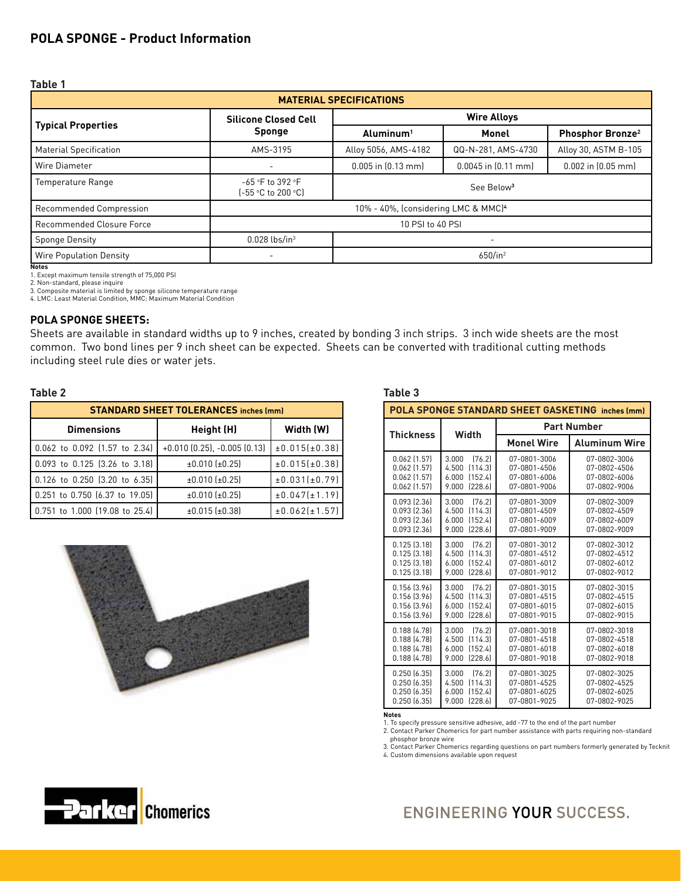# POLA SPONGE - Product Information

**Table 1**

| MATERIAL SPECIFICATIONS | | | | |
|---|---|---|---|---|
| **Typical Properties** | **Silicone Closed Cell Sponge** | **Wire Alloys** | | |
| | | **Aluminum[1]** | **Monel** | **Phosphor Bronze[2]** |
| Material Specification | AMS-3195 | Alloy 5056, AMS-4182 | QQ-N-281, AMS-4730 | Alloy 30, ASTM B-105 |
| Wire Diameter | - | 0.005 in (0.13 mm) | 0.0045 in (0.11 mm) | 0.002 in (0.05 mm) |
| Temperature Range | -65 °F to 392 °F (-55 °C to 200 °C) | See Below[3] | | |
| Recommended Compression | 10% - 40%, (considering LMC & MMC)[4] | | | |
| Recommended Closure Force | 10 PSI to 40 PSI | | | |
| Sponge Density | 0.028 lbs/in³ | - | | |
| Wire Population Density | - | 650/in² | | |

**Notes**
1. Except maximum tensile strength of 75,000 PSI
2. Non-standard, please inquire
3. Composite material is limited by sponge silicone temperature range
4. LMC: Least Material Condition, MMC: Maximum Material Condition

### POLA SPONGE SHEETS:

Sheets are available in standard widths up to 9 inches, created by bonding 3 inch strips. 3 inch wide sheets are the most common. Two bond lines per 9 inch sheet can be expected. Sheets can be converted with traditional cutting methods including steel rule dies or water jets.

**Table 2**

| STANDARD SHEET TOLERANCES inches (mm) | | |
|---|---|---|
| **Dimensions** | **Height (H)** | **Width (W)** |
| 0.062 to 0.092 (1.57 to 2.34) | +0.010 (0.25), -0.005 (0.13) | ±0.015(±0.38) |
| 0.093 to 0.125 (3.26 to 3.18) | ±0.010 (±0.25) | ±0.015(±0.38) |
| 0.126 to 0.250 (3.20 to 6.35) | ±0.010 (±0.25) | ±0.031(±0.79) |
| 0.251 to 0.750 (6.37 to 19.05) | ±0.010 (±0.25) | ±0.047(±1.19) |
| 0.751 to 1.000 (19.08 to 25.4) | ±0.015 (±0.38) | ±0.062(±1.57) |

**Table 3**

| POLA SPONGE STANDARD SHEET GASKETING inches (mm) | | | |
|---|---|---|---|
| **Thickness** | **Width** | **Part Number** | |
| | | **Monel Wire** | **Aluminum Wire** |
| 0.062 (1.57) | 3.000 (76.2) | 07-0801-3006 | 07-0802-3006 |
| 0.062 (1.57) | 4.500 (114.3) | 07-0801-4506 | 07-0802-4506 |
| 0.062 (1.57) | 6.000 (152.4) | 07-0801-6006 | 07-0802-6006 |
| 0.062 (1.57) | 9.000 (228.6) | 07-0801-9006 | 07-0802-9006 |
| 0.093 (2.36) | 3.000 (76.2) | 07-0801-3009 | 07-0802-3009 |
| 0.093 (2.36) | 4.500 (114.3) | 07-0801-4509 | 07-0802-4509 |
| 0.093 (2.36) | 6.000 (152.4) | 07-0801-6009 | 07-0802-6009 |
| 0.093 (2.36) | 9.000 (228.6) | 07-0801-9009 | 07-0802-9009 |
| 0.125 (3.18) | 3.000 (76.2) | 07-0801-3012 | 07-0802-3012 |
| 0.125 (3.18) | 4.500 (114.3) | 07-0801-4512 | 07-0802-4512 |
| 0.125 (3.18) | 6.000 (152.4) | 07-0801-6012 | 07-0802-6012 |
| 0.125 (3.18) | 9.000 (228.6) | 07-0801-9012 | 07-0802-9012 |
| 0.156 (3.96) | 3.000 (76.2) | 07-0801-3015 | 07-0802-3015 |
| 0.156 (3.96) | 4.500 (114.3) | 07-0801-4515 | 07-0802-4515 |
| 0.156 (3.96) | 6.000 (152.4) | 07-0801-6015 | 07-0802-6015 |
| 0.156 (3.96) | 9.000 (228.6) | 07-0801-9015 | 07-0802-9015 |
| 0.188 (4.78) | 3.000 (76.2) | 07-0801-3018 | 07-0802-3018 |
| 0.188 (4.78) | 4.500 (114.3) | 07-0801-4518 | 07-0802-4518 |
| 0.188 (4.78) | 6.000 (152.4) | 07-0801-6018 | 07-0802-6018 |
| 0.188 (4.78) | 9.000 (228.6) | 07-0801-9018 | 07-0802-9018 |
| 0.250 (6.35) | 3.000 (76.2) | 07-0801-3025 | 07-0802-3025 |
| 0.250 (6.35) | 4.500 (114.3) | 07-0801-4525 | 07-0802-4525 |
| 0.250 (6.35) | 6.000 (152.4) | 07-0801-6025 | 07-0802-6025 |
| 0.250 (6.35) | 9.000 (228.6) | 07-0801-9025 | 07-0802-9025 |

**Notes**
1. To specify pressure sensitive adhesive, add -77 to the end of the part number
2. Contact Parker Chomerics for part number assistance with parts requiring non-standard phosphor bronze wire
3. Contact Parker Chomerics regarding questions on part numbers formerly generated by Tecknit
4. Custom dimensions available upon request

Parker Chomerics

ENGINEERING YOUR SUCCESS.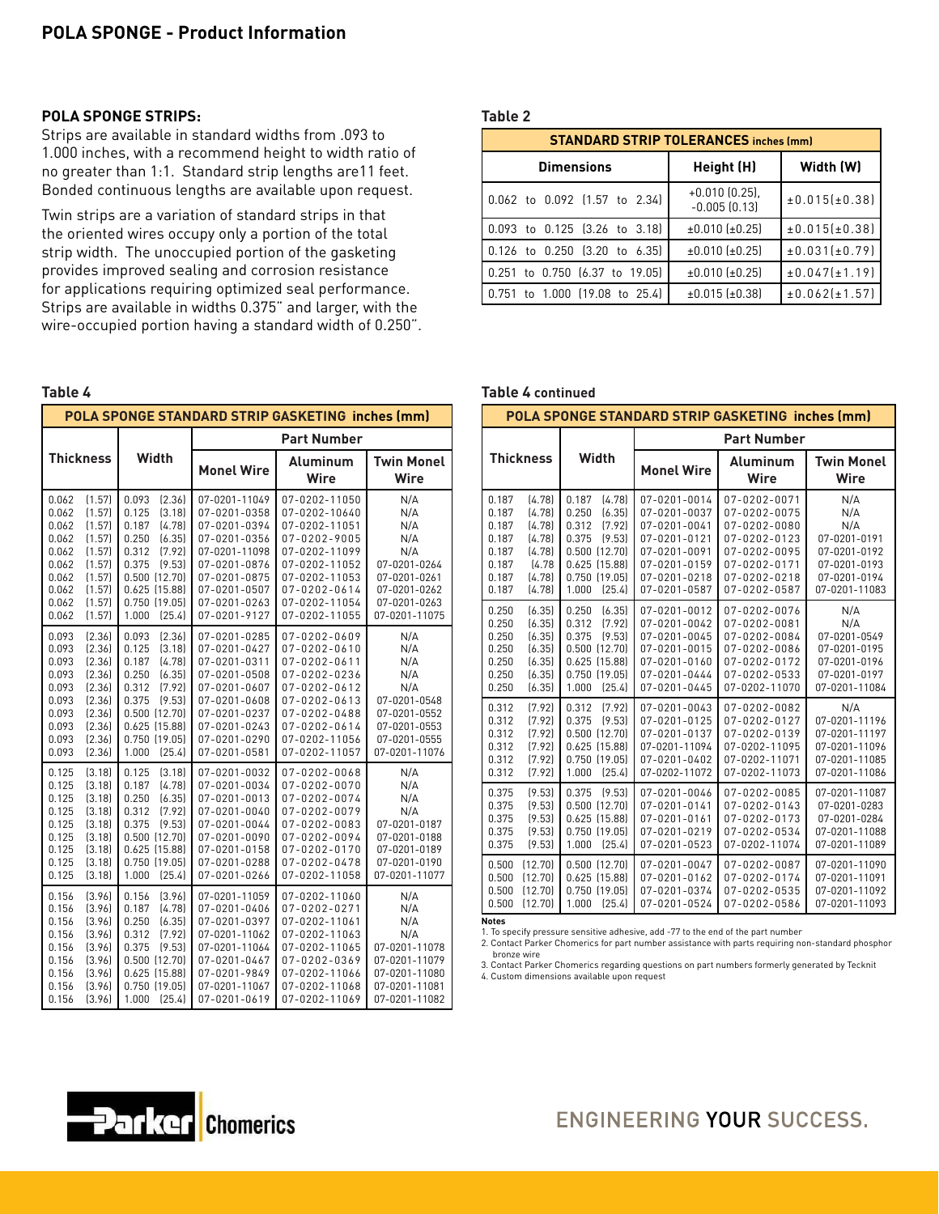## POLA SPONGE - Product Information

### POLA SPONGE STRIPS:

Strips are available in standard widths from .093 to 1.000 inches, with a recommend height to width ratio of no greater than 1:1. Standard strip lengths are11 feet. Bonded continuous lengths are available upon request.

Twin strips are a variation of standard strips in that the oriented wires occupy only a portion of the total strip width. The unoccupied portion of the gasketing provides improved sealing and corrosion resistance for applications requiring optimized seal performance. Strips are available in widths 0.375" and larger, with the wire-occupied portion having a standard width of 0.250".

**Table 2**

| STANDARD STRIP TOLERANCES inches (mm) | | |
|---|---|---|
| **Dimensions** | **Height (H)** | **Width (W)** |
| 0.062 to 0.092 (1.57 to 2.34) | +0.010 (0.25), -0.005 (0.13) | ±0.015(±0.38) |
| 0.093 to 0.125 (3.26 to 3.18) | ±0.010 (±0.25) | ±0.015(±0.38) |
| 0.126 to 0.250 (3.20 to 6.35) | ±0.010 (±0.25) | ±0.031(±0.79) |
| 0.251 to 0.750 (6.37 to 19.05) | ±0.010 (±0.25) | ±0.047(±1.19) |
| 0.751 to 1.000 (19.08 to 25.4) | ±0.015 (±0.38) | ±0.062(±1.57) |

**Table 4**

| POLA SPONGE STANDARD STRIP GASKETING inches (mm) | | | | |
|---|---|---|---|---|
| **Thickness** | **Width** | **Part Number** | | |
| | | **Monel Wire** | **Aluminum Wire** | **Twin Monel Wire** |
| 0.062 (1.57) | 0.093 (2.36) | 07-0201-11049 | 07-0202-11050 | N/A |
| 0.062 (1.57) | 0.125 (3.18) | 07-0201-0358 | 07-0202-10640 | N/A |
| 0.062 (1.57) | 0.187 (4.78) | 07-0201-0394 | 07-0202-11051 | N/A |
| 0.062 (1.57) | 0.250 (6.35) | 07-0201-0356 | 07-0202-9005 | N/A |
| 0.062 (1.57) | 0.312 (7.92) | 07-0201-11098 | 07-0202-11099 | N/A |
| 0.062 (1.57) | 0.375 (9.53) | 07-0201-0876 | 07-0202-11052 | 07-0201-0264 |
| 0.062 (1.57) | 0.500 (12.70) | 07-0201-0875 | 07-0202-11053 | 07-0201-0261 |
| 0.062 (1.57) | 0.625 (15.88) | 07-0201-0507 | 07-0202-0614 | 07-0201-0262 |
| 0.062 (1.57) | 0.750 (19.05) | 07-0201-0263 | 07-0202-11054 | 07-0201-0263 |
| 0.062 (1.57) | 1.000 (25.4) | 07-0201-9127 | 07-0202-11055 | 07-0201-11075 |
| 0.093 (2.36) | 0.093 (2.36) | 07-0201-0285 | 07-0202-0609 | N/A |
| 0.093 (2.36) | 0.125 (3.18) | 07-0201-0427 | 07-0202-0610 | N/A |
| 0.093 (2.36) | 0.187 (4.78) | 07-0201-0311 | 07-0202-0611 | N/A |
| 0.093 (2.36) | 0.250 (6.35) | 07-0201-0508 | 07-0202-0236 | N/A |
| 0.093 (2.36) | 0.312 (7.92) | 07-0201-0607 | 07-0202-0612 | N/A |
| 0.093 (2.36) | 0.375 (9.53) | 07-0201-0608 | 07-0202-0613 | 07-0201-0548 |
| 0.093 (2.36) | 0.500 (12.70) | 07-0201-0237 | 07-0202-0488 | 07-0201-0552 |
| 0.093 (2.36) | 0.625 (15.88) | 07-0201-0243 | 07-0202-0614 | 07-0201-0553 |
| 0.093 (2.36) | 0.750 (19.05) | 07-0201-0290 | 07-0202-11056 | 07-0201-0555 |
| 0.093 (2.36) | 1.000 (25.4) | 07-0201-0581 | 07-0202-11057 | 07-0201-11076 |
| 0.125 (3.18) | 0.125 (3.18) | 07-0201-0032 | 07-0202-0068 | N/A |
| 0.125 (3.18) | 0.187 (4.78) | 07-0201-0034 | 07-0202-0070 | N/A |
| 0.125 (3.18) | 0.250 (6.35) | 07-0201-0013 | 07-0202-0074 | N/A |
| 0.125 (3.18) | 0.312 (7.92) | 07-0201-0040 | 07-0202-0079 | N/A |
| 0.125 (3.18) | 0.375 (9.53) | 07-0201-0044 | 07-0202-0083 | 07-0201-0187 |
| 0.125 (3.18) | 0.500 (12.70) | 07-0201-0090 | 07-0202-0094 | 07-0201-0188 |
| 0.125 (3.18) | 0.625 (15.88) | 07-0201-0158 | 07-0202-0170 | 07-0201-0189 |
| 0.125 (3.18) | 0.750 (19.05) | 07-0201-0288 | 07-0202-0478 | 07-0201-0190 |
| 0.125 (3.18) | 1.000 (25.4) | 07-0201-0266 | 07-0202-11058 | 07-0201-11077 |
| 0.156 (3.96) | 0.156 (3.96) | 07-0201-11059 | 07-0202-11060 | N/A |
| 0.156 (3.96) | 0.187 (4.78) | 07-0201-0406 | 07-0202-0271 | N/A |
| 0.156 (3.96) | 0.250 (6.35) | 07-0201-0397 | 07-0202-11061 | N/A |
| 0.156 (3.96) | 0.312 (7.92) | 07-0201-11062 | 07-0202-11063 | N/A |
| 0.156 (3.96) | 0.375 (9.53) | 07-0201-11064 | 07-0202-11065 | 07-0201-11078 |
| 0.156 (3.96) | 0.500 (12.70) | 07-0201-0467 | 07-0202-0369 | 07-0201-11079 |
| 0.156 (3.96) | 0.625 (15.88) | 07-0201-9849 | 07-0202-11066 | 07-0201-11080 |
| 0.156 (3.96) | 0.750 (19.05) | 07-0201-11067 | 07-0202-11068 | 07-0201-11081 |
| 0.156 (3.96) | 1.000 (25.4) | 07-0201-0619 | 07-0202-11069 | 07-0201-11082 |

**Table 4 continued**

| POLA SPONGE STANDARD STRIP GASKETING inches (mm) | | | | |
|---|---|---|---|---|
| **Thickness** | **Width** | **Part Number** | | |
| | | **Monel Wire** | **Aluminum Wire** | **Twin Monel Wire** |
| 0.187 (4.78) | 0.187 (4.78) | 07-0201-0014 | 07-0202-0071 | N/A |
| 0.187 (4.78) | 0.250 (6.35) | 07-0201-0037 | 07-0202-0075 | N/A |
| 0.187 (4.78) | 0.312 (7.92) | 07-0201-0041 | 07-0202-0080 | N/A |
| 0.187 (4.78) | 0.375 (9.53) | 07-0201-0121 | 07-0202-0123 | 07-0201-0191 |
| 0.187 (4.78) | 0.500 (12.70) | 07-0201-0091 | 07-0202-0095 | 07-0201-0192 |
| 0.187 (4.78 | 0.625 (15.88) | 07-0201-0159 | 07-0202-0171 | 07-0201-0193 |
| 0.187 (4.78) | 0.750 (19.05) | 07-0201-0218 | 07-0202-0218 | 07-0201-0194 |
| 0.187 (4.78) | 1.000 (25.4) | 07-0201-0587 | 07-0202-0587 | 07-0201-11083 |
| 0.250 (6.35) | 0.250 (6.35) | 07-0201-0012 | 07-0202-0076 | N/A |
| 0.250 (6.35) | 0.312 (7.92) | 07-0201-0042 | 07-0202-0081 | N/A |
| 0.250 (6.35) | 0.375 (9.53) | 07-0201-0045 | 07-0202-0084 | 07-0201-0549 |
| 0.250 (6.35) | 0.500 (12.70) | 07-0201-0015 | 07-0202-0086 | 07-0201-0195 |
| 0.250 (6.35) | 0.625 (15.88) | 07-0201-0160 | 07-0202-0172 | 07-0201-0196 |
| 0.250 (6.35) | 0.750 (19.05) | 07-0201-0444 | 07-0202-0533 | 07-0201-0197 |
| 0.250 (6.35) | 1.000 (25.4) | 07-0201-0445 | 07-0202-11070 | 07-0201-11084 |
| 0.312 (7.92) | 0.312 (7.92) | 07-0201-0043 | 07-0202-0082 | N/A |
| 0.312 (7.92) | 0.375 (9.53) | 07-0201-0125 | 07-0202-0127 | 07-0201-11196 |
| 0.312 (7.92) | 0.500 (12.70) | 07-0201-0137 | 07-0202-0139 | 07-0201-11197 |
| 0.312 (7.92) | 0.625 (15.88) | 07-0201-11094 | 07-0202-11095 | 07-0201-11096 |
| 0.312 (7.92) | 0.750 (19.05) | 07-0201-0402 | 07-0202-11071 | 07-0201-11085 |
| 0.312 (7.92) | 1.000 (25.4) | 07-0202-11072 | 07-0202-11073 | 07-0201-11086 |
| 0.375 (9.53) | 0.375 (9.53) | 07-0201-0046 | 07-0202-0085 | 07-0201-11087 |
| 0.375 (9.53) | 0.500 (12.70) | 07-0201-0141 | 07-0202-0143 | 07-0201-0283 |
| 0.375 (9.53) | 0.625 (15.88) | 07-0201-0161 | 07-0202-0173 | 07-0201-0284 |
| 0.375 (9.53) | 0.750 (19.05) | 07-0201-0219 | 07-0202-0534 | 07-0201-11088 |
| 0.375 (9.53) | 1.000 (25.4) | 07-0201-0523 | 07-0202-11074 | 07-0201-11089 |
| 0.500 (12.70) | 0.500 (12.70) | 07-0201-0047 | 07-0202-0087 | 07-0201-11090 |
| 0.500 (12.70) | 0.625 (15.88) | 07-0201-0162 | 07-0202-0174 | 07-0201-11091 |
| 0.500 (12.70) | 0.750 (19.05) | 07-0201-0374 | 07-0202-0535 | 07-0201-11092 |
| 0.500 (12.70) | 1.000 (25.4) | 07-0201-0524 | 07-0202-0586 | 07-0201-11093 |

**Notes**

1. To specify pressure sensitive adhesive, add -77 to the end of the part number
2. Contact Parker Chomerics for part number assistance with parts requiring non-standard phosphor bronze wire
3. Contact Parker Chomerics regarding questions on part numbers formerly generated by Tecknit
4. Custom dimensions available upon request

Parker Chomerics

ENGINEERING YOUR SUCCESS.